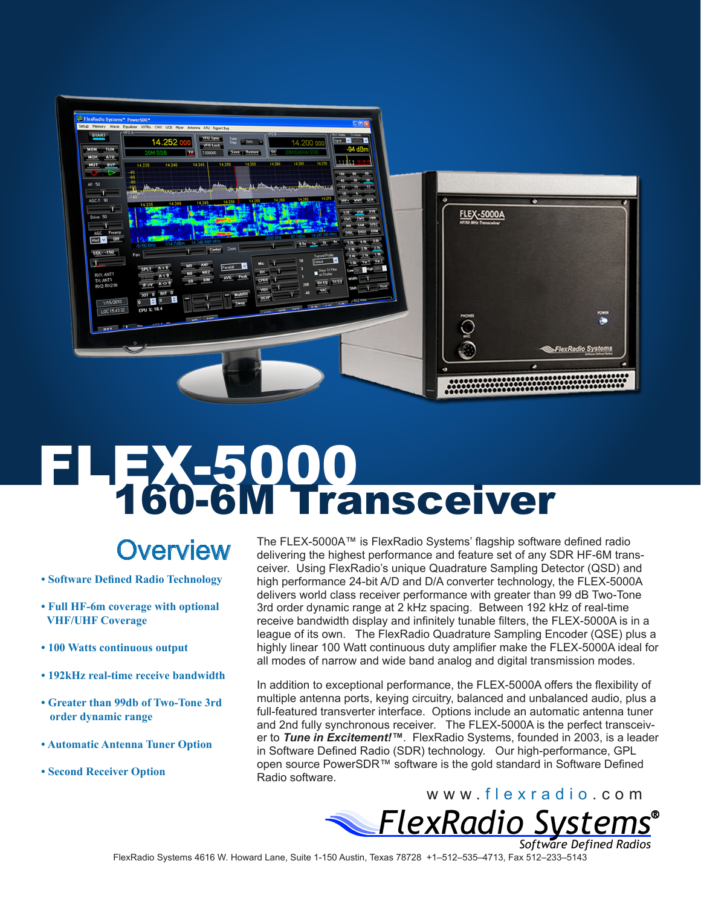# FLEX-5000
## 160-6M Transceiver

## Overview

- **Software Defined Radio Technology**
- **Full HF-6m coverage with optional VHF/UHF Coverage**
- **100 Watts continuous output**
- **192kHz real-time receive bandwidth**
- **Greater than 99db of Two-Tone 3rd order dynamic range**
- **Automatic Antenna Tuner Option**
- **Second Receiver Option**

The FLEX-5000A™ is FlexRadio Systems' flagship software defined radio delivering the highest performance and feature set of any SDR HF-6M transceiver. Using FlexRadio's unique Quadrature Sampling Detector (QSD) and high performance 24-bit A/D and D/A converter technology, the FLEX-5000A delivers world class receiver performance with greater than 99 dB Two-Tone 3rd order dynamic range at 2 kHz spacing. Between 192 kHz of real-time receive bandwidth display and infinitely tunable filters, the FLEX-5000A is in a league of its own. The FlexRadio Quadrature Sampling Encoder (QSE) plus a highly linear 100 Watt continuous duty amplifier make the FLEX-5000A ideal for all modes of narrow and wide band analog and digital transmission modes.

In addition to exceptional performance, the FLEX-5000A offers the flexibility of multiple antenna ports, keying circuitry, balanced and unbalanced audio, plus a full-featured transverter interface. Options include an automatic antenna tuner and 2nd fully synchronous receiver. The FLEX-5000A is the perfect transceiver to ***Tune in Excitement!™***. FlexRadio Systems, founded in 2003, is a leader in Software Defined Radio (SDR) technology. Our high-performance, GPL open source PowerSDR™ software is the gold standard in Software Defined Radio software.

www.flexradio.com

FlexRadio Systems®
Software Defined Radios

FlexRadio Systems 4616 W. Howard Lane, Suite 1-150 Austin, Texas 78728 +1–512–535–4713, Fax 512–233–5143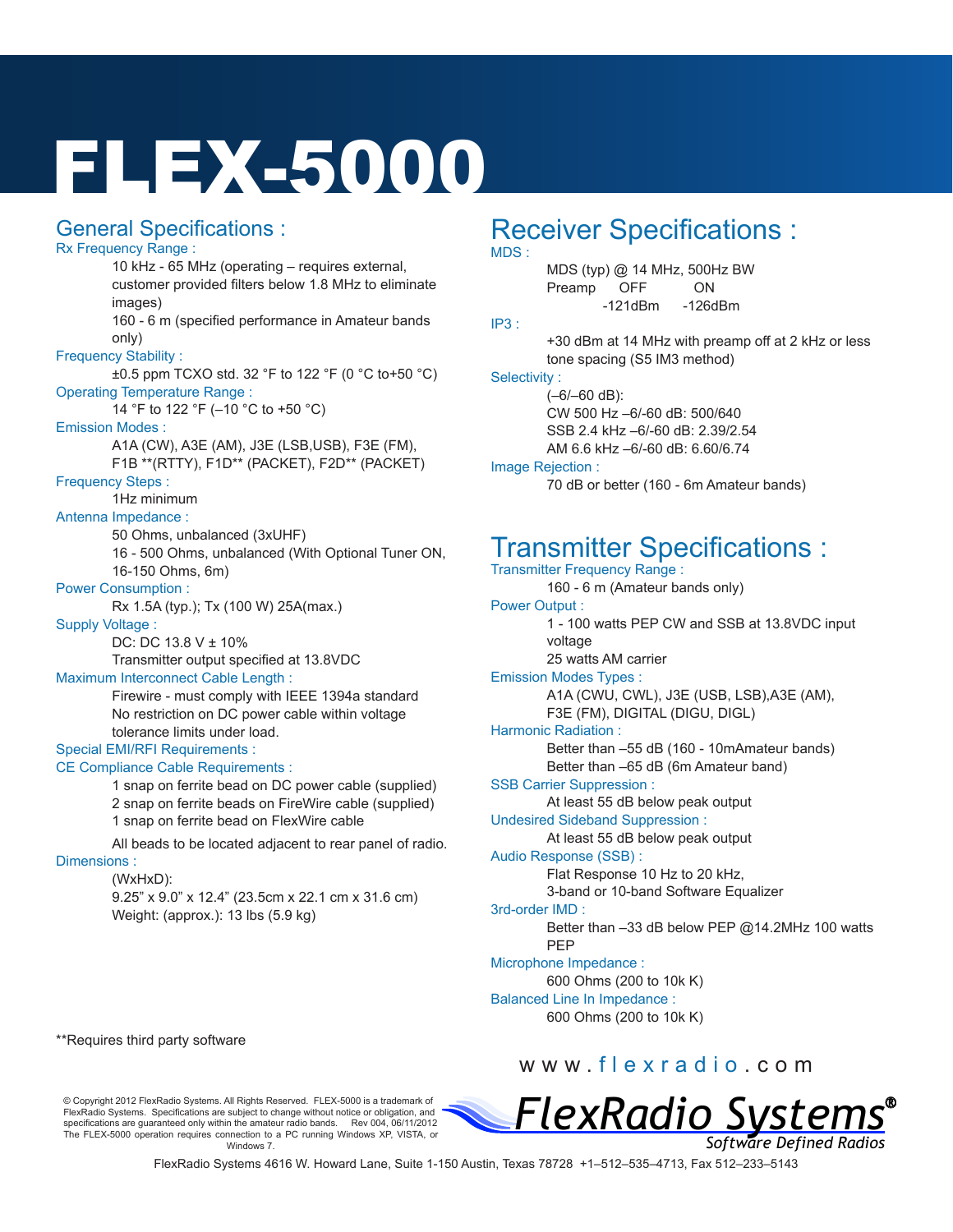# FLEX-5000

## General Specifications :

**Rx Frequency Range :**

10 kHz - 65 MHz (operating – requires external, customer provided filters below 1.8 MHz to eliminate images)

160 - 6 m (specified performance in Amateur bands only)

**Frequency Stability :**

±0.5 ppm TCXO std. 32 °F to 122 °F (0 °C to+50 °C)

**Operating Temperature Range :**

14 °F to 122 °F (–10 °C to +50 °C)

**Emission Modes :**

A1A (CW), A3E (AM), J3E (LSB,USB), F3E (FM), F1B **(RTTY), F1D** (PACKET), F2D** (PACKET)

**Frequency Steps :**

1Hz minimum

**Antenna Impedance :**

50 Ohms, unbalanced (3xUHF)

16 - 500 Ohms, unbalanced (With Optional Tuner ON, 16-150 Ohms, 6m)

**Power Consumption :**

Rx 1.5A (typ.); Tx (100 W) 25A(max.)

**Supply Voltage :**

DC: DC 13.8 V ± 10%

Transmitter output specified at 13.8VDC

**Maximum Interconnect Cable Length :**

Firewire - must comply with IEEE 1394a standard

No restriction on DC power cable within voltage tolerance limits under load.

**Special EMI/RFI Requirements :**

**CE Compliance Cable Requirements :**

1 snap on ferrite bead on DC power cable (supplied)

2 snap on ferrite beads on FireWire cable (supplied)

1 snap on ferrite bead on FlexWire cable

All beads to be located adjacent to rear panel of radio.

**Dimensions :**

(WxHxD):

9.25” x 9.0” x 12.4” (23.5cm x 22.1 cm x 31.6 cm)

Weight: (approx.): 13 lbs (5.9 kg)

**Requires third party software

## Receiver Specifications :

**MDS :**

MDS (typ) @ 14 MHz, 500Hz BW

| Preamp | OFF | ON |
|---|---|---|
| | -121dBm | -126dBm |

**IP3 :**

+30 dBm at 14 MHz with preamp off at 2 kHz or less tone spacing (S5 IM3 method)

**Selectivity :**

(–6/–60 dB):

CW 500 Hz –6/-60 dB: 500/640

SSB 2.4 kHz –6/-60 dB: 2.39/2.54

AM 6.6 kHz –6/-60 dB: 6.60/6.74

**Image Rejection :**

70 dB or better (160 - 6m Amateur bands)

## Transmitter Specifications :

**Transmitter Frequency Range :**

160 - 6 m (Amateur bands only)

**Power Output :**

1 - 100 watts PEP CW and SSB at 13.8VDC input voltage

25 watts AM carrier

**Emission Modes Types :**

A1A (CWU, CWL), J3E (USB, LSB),A3E (AM), F3E (FM), DIGITAL (DIGU, DIGL)

**Harmonic Radiation :**

Better than –55 dB (160 - 10mAmateur bands)

Better than –65 dB (6m Amateur band)

**SSB Carrier Suppression :**

At least 55 dB below peak output

**Undesired Sideband Suppression :**

At least 55 dB below peak output

**Audio Response (SSB) :**

Flat Response 10 Hz to 20 kHz,

3-band or 10-band Software Equalizer

**3rd-order IMD :**

Better than –33 dB below PEP @14.2MHz 100 watts PEP

**Microphone Impedance :**

600 Ohms (200 to 10k K)

**Balanced Line In Impedance :**

600 Ohms (200 to 10k K)

www.flexradio.com

© Copyright 2012 FlexRadio Systems. All Rights Reserved. FLEX-5000 is a trademark of FlexRadio Systems. Specifications are subject to change without notice or obligation, and specifications are guaranteed only within the amateur radio bands. Rev 004, 06/11/2012 The FLEX-5000 operation requires connection to a PC running Windows XP, VISTA, or Windows 7.

FlexRadio Systems® Software Defined Radios

FlexRadio Systems 4616 W. Howard Lane, Suite 1-150 Austin, Texas 78728 +1–512–535–4713, Fax 512–233–5143